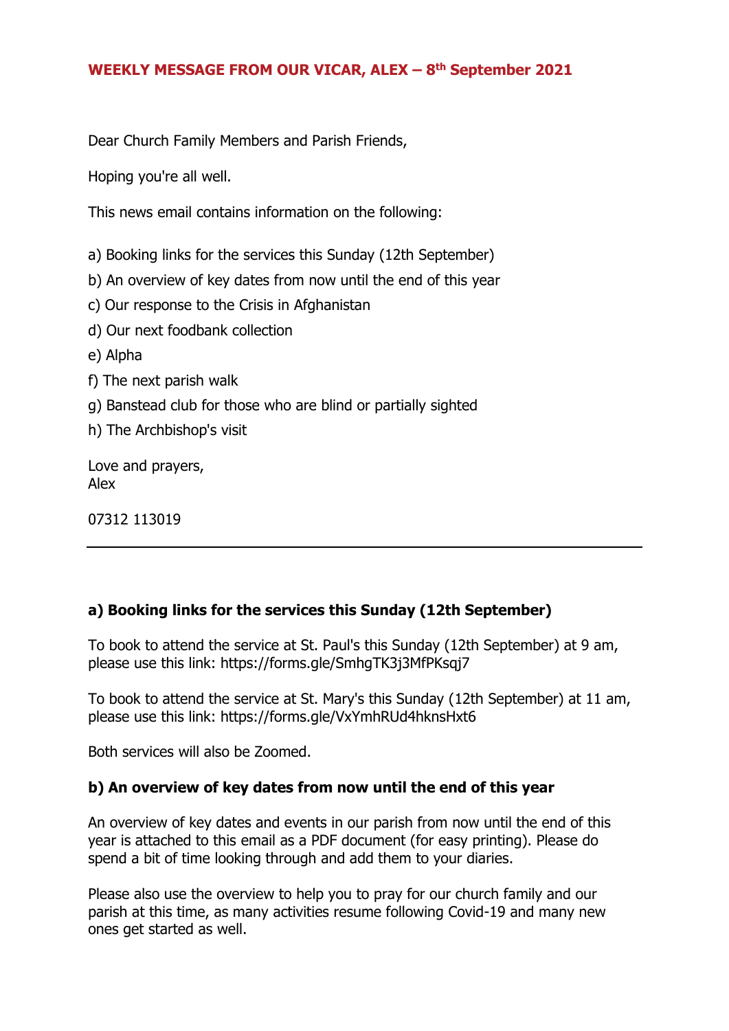**WEEKLY MESSAGE FROM OUR VICAR, ALEX – 8th September 2021**

Dear Church Family Members and Parish Friends,

Hoping you're all well.

This news email contains information on the following:

a) Booking links for the services this Sunday (12th September)

b) An overview of key dates from now until the end of this year

c) Our response to the Crisis in Afghanistan

d) Our next foodbank collection

e) Alpha

f) The next parish walk

g) Banstead club for those who are blind or partially sighted

h) The Archbishop's visit

Love and prayers,
Alex

07312 113019

---

**a) Booking links for the services this Sunday (12th September)**

To book to attend the service at St. Paul's this Sunday (12th September) at 9 am, please use this link: https://forms.gle/SmhgTK3j3MfPKsqj7

To book to attend the service at St. Mary's this Sunday (12th September) at 11 am, please use this link: https://forms.gle/VxYmhRUd4hknsHxt6

Both services will also be Zoomed.

**b) An overview of key dates from now until the end of this year**

An overview of key dates and events in our parish from now until the end of this year is attached to this email as a PDF document (for easy printing). Please do spend a bit of time looking through and add them to your diaries.

Please also use the overview to help you to pray for our church family and our parish at this time, as many activities resume following Covid-19 and many new ones get started as well.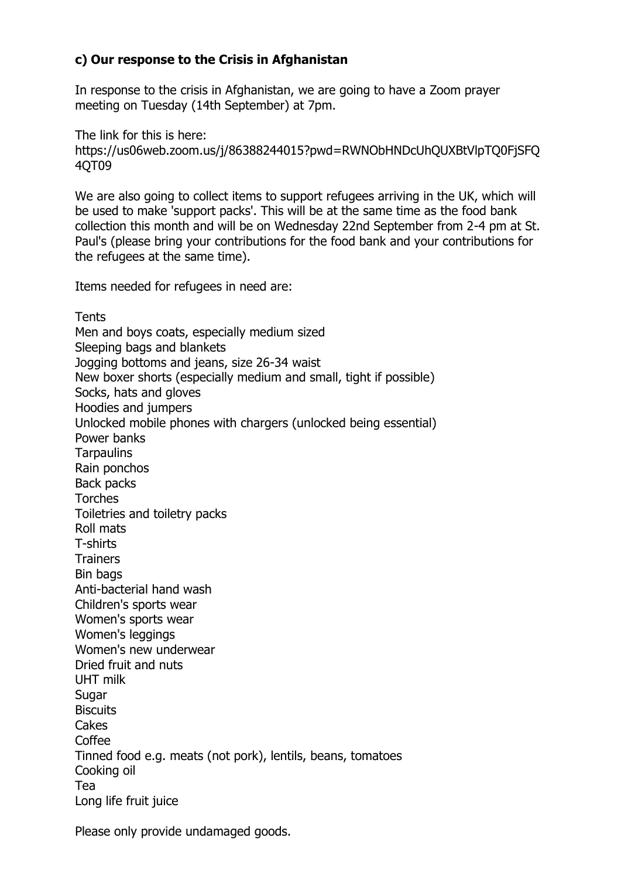### c) Our response to the Crisis in Afghanistan

In response to the crisis in Afghanistan, we are going to have a Zoom prayer meeting on Tuesday (14th September) at 7pm.

The link for this is here:
https://us06web.zoom.us/j/86388244015?pwd=RWNObHNDcUhQUXBtVlpTQ0FjSFQ4QT09

We are also going to collect items to support refugees arriving in the UK, which will be used to make 'support packs'. This will be at the same time as the food bank collection this month and will be on Wednesday 22nd September from 2-4 pm at St. Paul's (please bring your contributions for the food bank and your contributions for the refugees at the same time).

Items needed for refugees in need are:

Tents
Men and boys coats, especially medium sized
Sleeping bags and blankets
Jogging bottoms and jeans, size 26-34 waist
New boxer shorts (especially medium and small, tight if possible)
Socks, hats and gloves
Hoodies and jumpers
Unlocked mobile phones with chargers (unlocked being essential)
Power banks
Tarpaulins
Rain ponchos
Back packs
Torches
Toiletries and toiletry packs
Roll mats
T-shirts
Trainers
Bin bags
Anti-bacterial hand wash
Children's sports wear
Women's sports wear
Women's leggings
Women's new underwear
Dried fruit and nuts
UHT milk
Sugar
Biscuits
Cakes
Coffee
Tinned food e.g. meats (not pork), lentils, beans, tomatoes
Cooking oil
Tea
Long life fruit juice

Please only provide undamaged goods.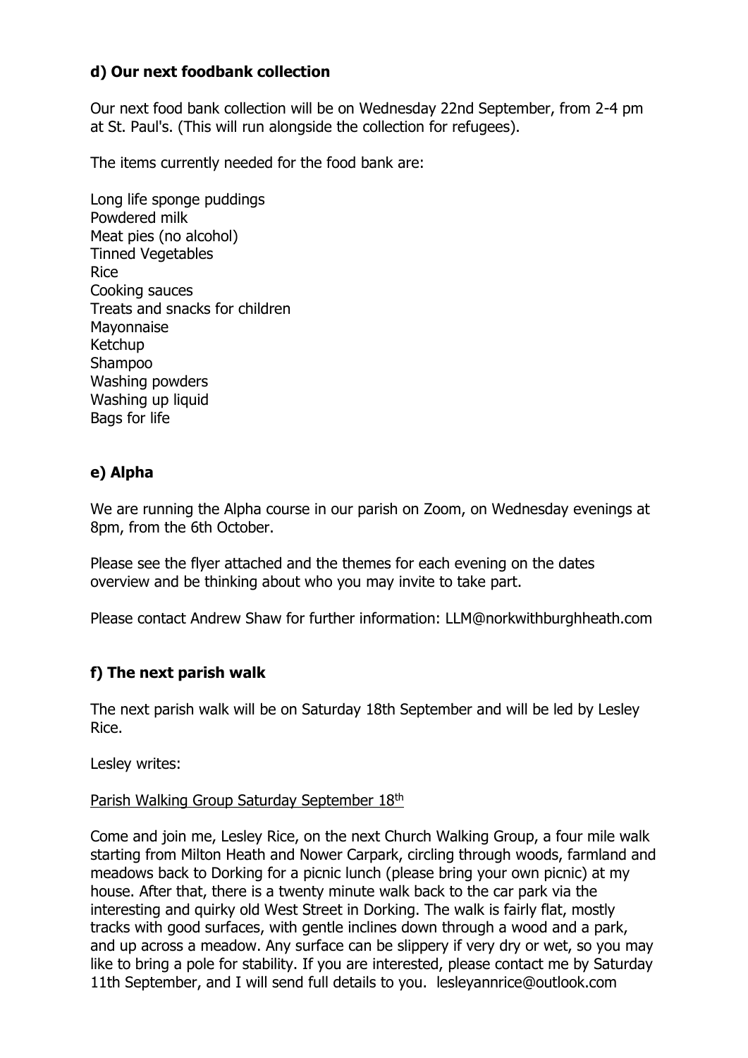### d) Our next foodbank collection

Our next food bank collection will be on Wednesday 22nd September, from 2-4 pm at St. Paul's. (This will run alongside the collection for refugees).

The items currently needed for the food bank are:

Long life sponge puddings
Powdered milk
Meat pies (no alcohol)
Tinned Vegetables
Rice
Cooking sauces
Treats and snacks for children
Mayonnaise
Ketchup
Shampoo
Washing powders
Washing up liquid
Bags for life

### e) Alpha

We are running the Alpha course in our parish on Zoom, on Wednesday evenings at 8pm, from the 6th October.

Please see the flyer attached and the themes for each evening on the dates overview and be thinking about who you may invite to take part.

Please contact Andrew Shaw for further information: LLM@norkwithburghheath.com

### f) The next parish walk

The next parish walk will be on Saturday 18th September and will be led by Lesley Rice.

Lesley writes:

Parish Walking Group Saturday September 18th

Come and join me, Lesley Rice, on the next Church Walking Group, a four mile walk starting from Milton Heath and Nower Carpark, circling through woods, farmland and meadows back to Dorking for a picnic lunch (please bring your own picnic) at my house. After that, there is a twenty minute walk back to the car park via the interesting and quirky old West Street in Dorking. The walk is fairly flat, mostly tracks with good surfaces, with gentle inclines down through a wood and a park, and up across a meadow. Any surface can be slippery if very dry or wet, so you may like to bring a pole for stability. If you are interested, please contact me by Saturday 11th September, and I will send full details to you. lesleyannrice@outlook.com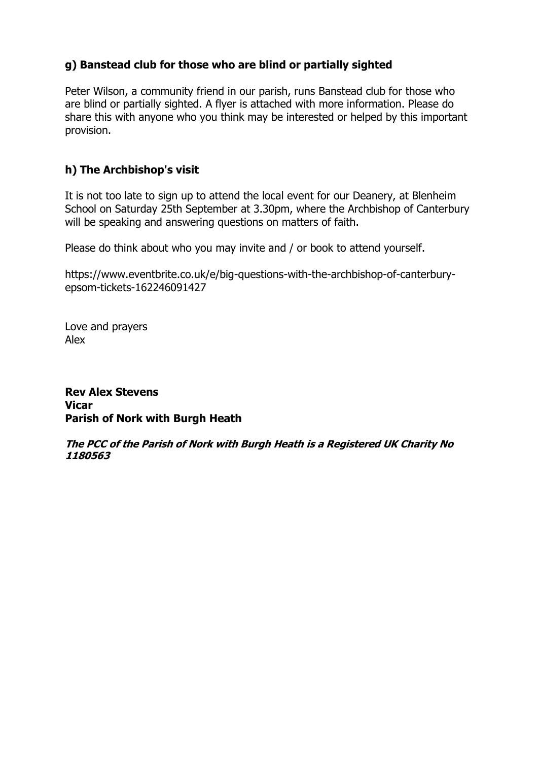### g) Banstead club for those who are blind or partially sighted

Peter Wilson, a community friend in our parish, runs Banstead club for those who are blind or partially sighted. A flyer is attached with more information. Please do share this with anyone who you think may be interested or helped by this important provision.

### h) The Archbishop's visit

It is not too late to sign up to attend the local event for our Deanery, at Blenheim School on Saturday 25th September at 3.30pm, where the Archbishop of Canterbury will be speaking and answering questions on matters of faith.

Please do think about who you may invite and / or book to attend yourself.

https://www.eventbrite.co.uk/e/big-questions-with-the-archbishop-of-canterbury-epsom-tickets-162246091427

Love and prayers
Alex

**Rev Alex Stevens**
**Vicar**
**Parish of Nork with Burgh Heath**

***The PCC of the Parish of Nork with Burgh Heath is a Registered UK Charity No 1180563***